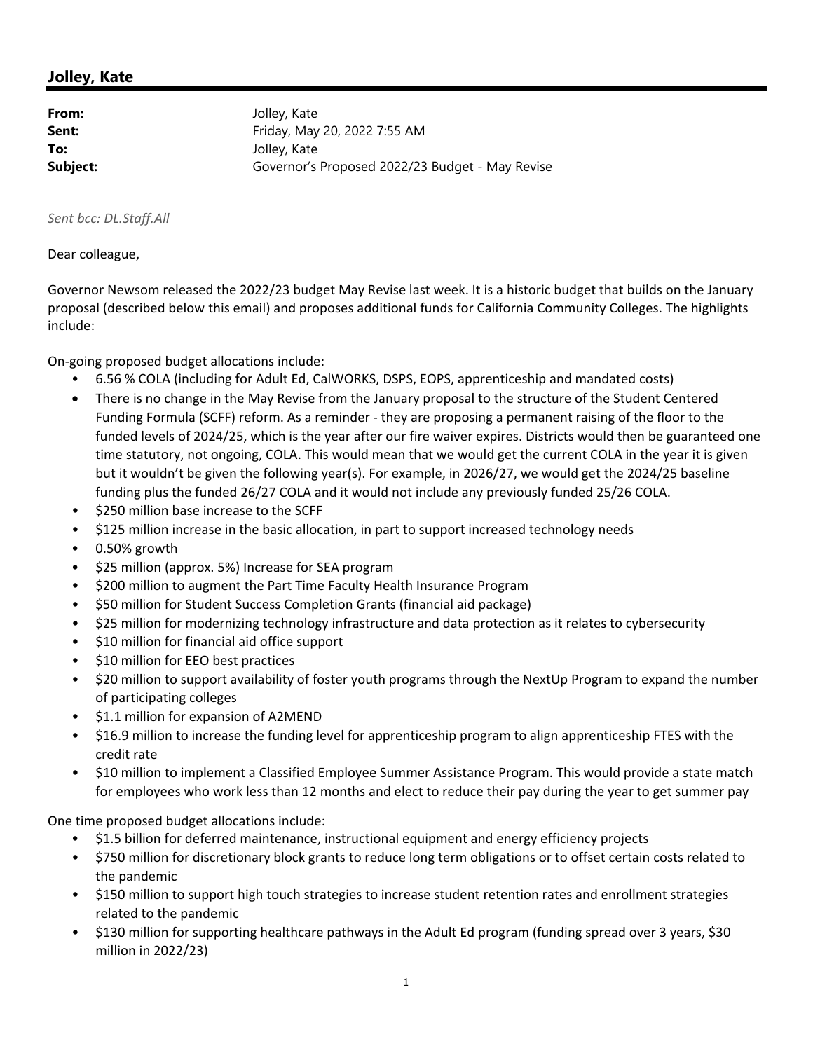# Jolley, Kate

| | |
|---|---|
| **From:** | Jolley, Kate |
| **Sent:** | Friday, May 20, 2022 7:55 AM |
| **To:** | Jolley, Kate |
| **Subject:** | Governor's Proposed 2022/23 Budget - May Revise |

*Sent bcc: DL.Staff.All*

Dear colleague,

Governor Newsom released the 2022/23 budget May Revise last week. It is a historic budget that builds on the January proposal (described below this email) and proposes additional funds for California Community Colleges. The highlights include:

On-going proposed budget allocations include:

- 6.56 % COLA (including for Adult Ed, CalWORKS, DSPS, EOPS, apprenticeship and mandated costs)
- There is no change in the May Revise from the January proposal to the structure of the Student Centered Funding Formula (SCFF) reform. As a reminder - they are proposing a permanent raising of the floor to the funded levels of 2024/25, which is the year after our fire waiver expires. Districts would then be guaranteed one time statutory, not ongoing, COLA. This would mean that we would get the current COLA in the year it is given but it wouldn't be given the following year(s). For example, in 2026/27, we would get the 2024/25 baseline funding plus the funded 26/27 COLA and it would not include any previously funded 25/26 COLA.
- $250 million base increase to the SCFF
- $125 million increase in the basic allocation, in part to support increased technology needs
- 0.50% growth
- $25 million (approx. 5%) Increase for SEA program
- $200 million to augment the Part Time Faculty Health Insurance Program
- $50 million for Student Success Completion Grants (financial aid package)
- $25 million for modernizing technology infrastructure and data protection as it relates to cybersecurity
- $10 million for financial aid office support
- $10 million for EEO best practices
- $20 million to support availability of foster youth programs through the NextUp Program to expand the number of participating colleges
- $1.1 million for expansion of A2MEND
- $16.9 million to increase the funding level for apprenticeship program to align apprenticeship FTES with the credit rate
- $10 million to implement a Classified Employee Summer Assistance Program. This would provide a state match for employees who work less than 12 months and elect to reduce their pay during the year to get summer pay

One time proposed budget allocations include:

- $1.5 billion for deferred maintenance, instructional equipment and energy efficiency projects
- $750 million for discretionary block grants to reduce long term obligations or to offset certain costs related to the pandemic
- $150 million to support high touch strategies to increase student retention rates and enrollment strategies related to the pandemic
- $130 million for supporting healthcare pathways in the Adult Ed program (funding spread over 3 years, $30 million in 2022/23)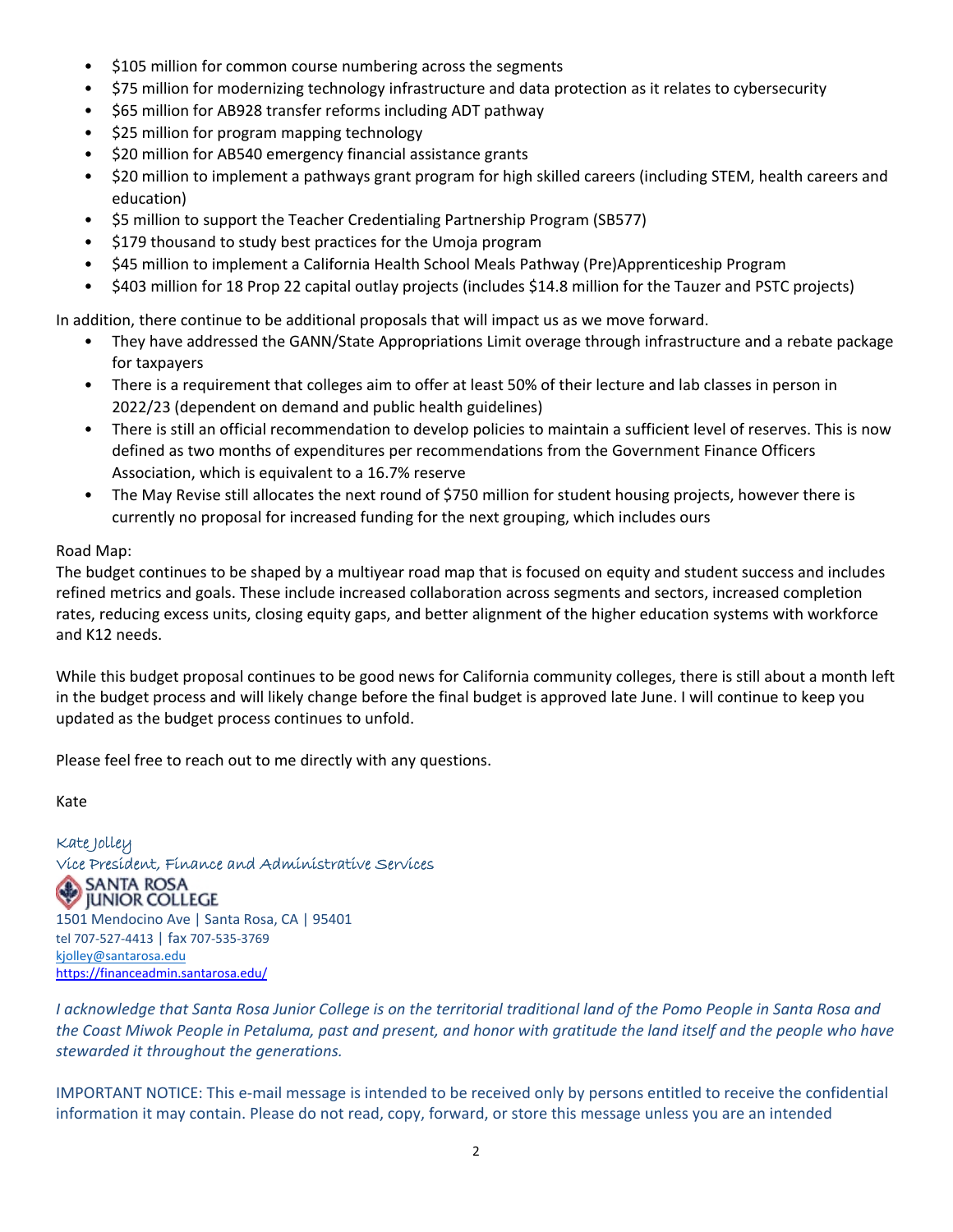- $105 million for common course numbering across the segments
- $75 million for modernizing technology infrastructure and data protection as it relates to cybersecurity
- $65 million for AB928 transfer reforms including ADT pathway
- $25 million for program mapping technology
- $20 million for AB540 emergency financial assistance grants
- $20 million to implement a pathways grant program for high skilled careers (including STEM, health careers and education)
- $5 million to support the Teacher Credentialing Partnership Program (SB577)
- $179 thousand to study best practices for the Umoja program
- $45 million to implement a California Health School Meals Pathway (Pre)Apprenticeship Program
- $403 million for 18 Prop 22 capital outlay projects (includes $14.8 million for the Tauzer and PSTC projects)

In addition, there continue to be additional proposals that will impact us as we move forward.

- They have addressed the GANN/State Appropriations Limit overage through infrastructure and a rebate package for taxpayers
- There is a requirement that colleges aim to offer at least 50% of their lecture and lab classes in person in 2022/23 (dependent on demand and public health guidelines)
- There is still an official recommendation to develop policies to maintain a sufficient level of reserves. This is now defined as two months of expenditures per recommendations from the Government Finance Officers Association, which is equivalent to a 16.7% reserve
- The May Revise still allocates the next round of $750 million for student housing projects, however there is currently no proposal for increased funding for the next grouping, which includes ours

Road Map:
The budget continues to be shaped by a multiyear road map that is focused on equity and student success and includes refined metrics and goals. These include increased collaboration across segments and sectors, increased completion rates, reducing excess units, closing equity gaps, and better alignment of the higher education systems with workforce and K12 needs.

While this budget proposal continues to be good news for California community colleges, there is still about a month left in the budget process and will likely change before the final budget is approved late June. I will continue to keep you updated as the budget process continues to unfold.

Please feel free to reach out to me directly with any questions.

Kate

Kate Jolley
Vice President, Finance and Administrative Services
SANTA ROSA JUNIOR COLLEGE
1501 Mendocino Ave | Santa Rosa, CA | 95401
tel 707-527-4413 | fax 707-535-3769
kjolley@santarosa.edu
https://financeadmin.santarosa.edu/

*I acknowledge that Santa Rosa Junior College is on the territorial traditional land of the Pomo People in Santa Rosa and the Coast Miwok People in Petaluma, past and present, and honor with gratitude the land itself and the people who have stewarded it throughout the generations.*

IMPORTANT NOTICE: This e-mail message is intended to be received only by persons entitled to receive the confidential information it may contain. Please do not read, copy, forward, or store this message unless you are an intended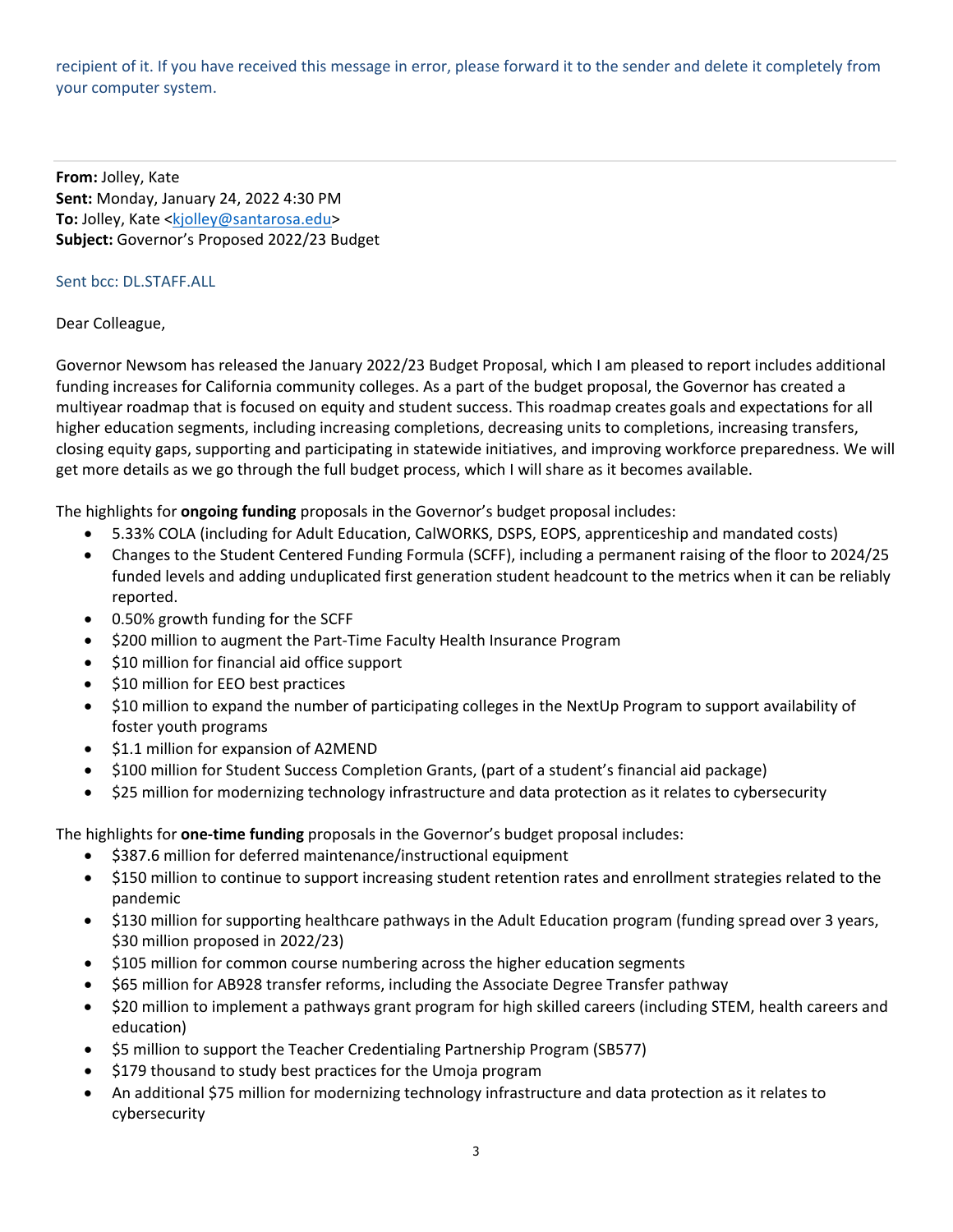recipient of it. If you have received this message in error, please forward it to the sender and delete it completely from your computer system.

---

**From:** Jolley, Kate
**Sent:** Monday, January 24, 2022 4:30 PM
**To:** Jolley, Kate <kjolley@santarosa.edu>
**Subject:** Governor's Proposed 2022/23 Budget

Sent bcc: DL.STAFF.ALL

Dear Colleague,

Governor Newsom has released the January 2022/23 Budget Proposal, which I am pleased to report includes additional funding increases for California community colleges. As a part of the budget proposal, the Governor has created a multiyear roadmap that is focused on equity and student success. This roadmap creates goals and expectations for all higher education segments, including increasing completions, decreasing units to completions, increasing transfers, closing equity gaps, supporting and participating in statewide initiatives, and improving workforce preparedness. We will get more details as we go through the full budget process, which I will share as it becomes available.

The highlights for **ongoing funding** proposals in the Governor's budget proposal includes:

- 5.33% COLA (including for Adult Education, CalWORKS, DSPS, EOPS, apprenticeship and mandated costs)
- Changes to the Student Centered Funding Formula (SCFF), including a permanent raising of the floor to 2024/25 funded levels and adding unduplicated first generation student headcount to the metrics when it can be reliably reported.
- 0.50% growth funding for the SCFF
- $200 million to augment the Part-Time Faculty Health Insurance Program
- $10 million for financial aid office support
- $10 million for EEO best practices
- $10 million to expand the number of participating colleges in the NextUp Program to support availability of foster youth programs
- $1.1 million for expansion of A2MEND
- $100 million for Student Success Completion Grants, (part of a student's financial aid package)
- $25 million for modernizing technology infrastructure and data protection as it relates to cybersecurity

The highlights for **one-time funding** proposals in the Governor's budget proposal includes:

- $387.6 million for deferred maintenance/instructional equipment
- $150 million to continue to support increasing student retention rates and enrollment strategies related to the pandemic
- $130 million for supporting healthcare pathways in the Adult Education program (funding spread over 3 years, $30 million proposed in 2022/23)
- $105 million for common course numbering across the higher education segments
- $65 million for AB928 transfer reforms, including the Associate Degree Transfer pathway
- $20 million to implement a pathways grant program for high skilled careers (including STEM, health careers and education)
- $5 million to support the Teacher Credentialing Partnership Program (SB577)
- $179 thousand to study best practices for the Umoja program
- An additional $75 million for modernizing technology infrastructure and data protection as it relates to cybersecurity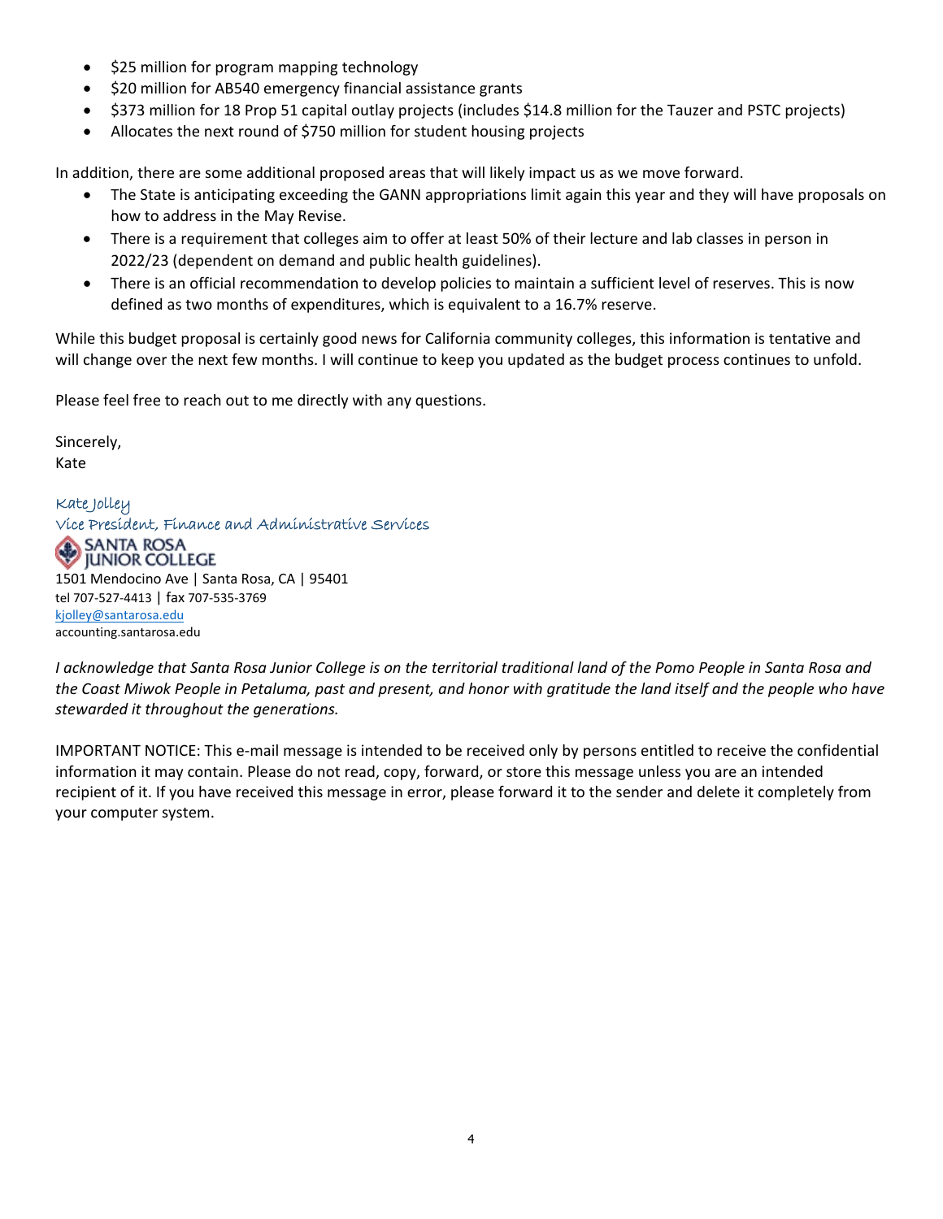- $25 million for program mapping technology
- $20 million for AB540 emergency financial assistance grants
- $373 million for 18 Prop 51 capital outlay projects (includes $14.8 million for the Tauzer and PSTC projects)
- Allocates the next round of $750 million for student housing projects

In addition, there are some additional proposed areas that will likely impact us as we move forward.

- The State is anticipating exceeding the GANN appropriations limit again this year and they will have proposals on how to address in the May Revise.
- There is a requirement that colleges aim to offer at least 50% of their lecture and lab classes in person in 2022/23 (dependent on demand and public health guidelines).
- There is an official recommendation to develop policies to maintain a sufficient level of reserves. This is now defined as two months of expenditures, which is equivalent to a 16.7% reserve.

While this budget proposal is certainly good news for California community colleges, this information is tentative and will change over the next few months. I will continue to keep you updated as the budget process continues to unfold.

Please feel free to reach out to me directly with any questions.

Sincerely,
Kate

Kate Jolley
Vice President, Finance and Administrative Services
SANTA ROSA JUNIOR COLLEGE
1501 Mendocino Ave | Santa Rosa, CA | 95401
tel 707-527-4413 | fax 707-535-3769
kjolley@santarosa.edu
accounting.santarosa.edu

*I acknowledge that Santa Rosa Junior College is on the territorial traditional land of the Pomo People in Santa Rosa and the Coast Miwok People in Petaluma, past and present, and honor with gratitude the land itself and the people who have stewarded it throughout the generations.*

IMPORTANT NOTICE: This e-mail message is intended to be received only by persons entitled to receive the confidential information it may contain. Please do not read, copy, forward, or store this message unless you are an intended recipient of it. If you have received this message in error, please forward it to the sender and delete it completely from your computer system.